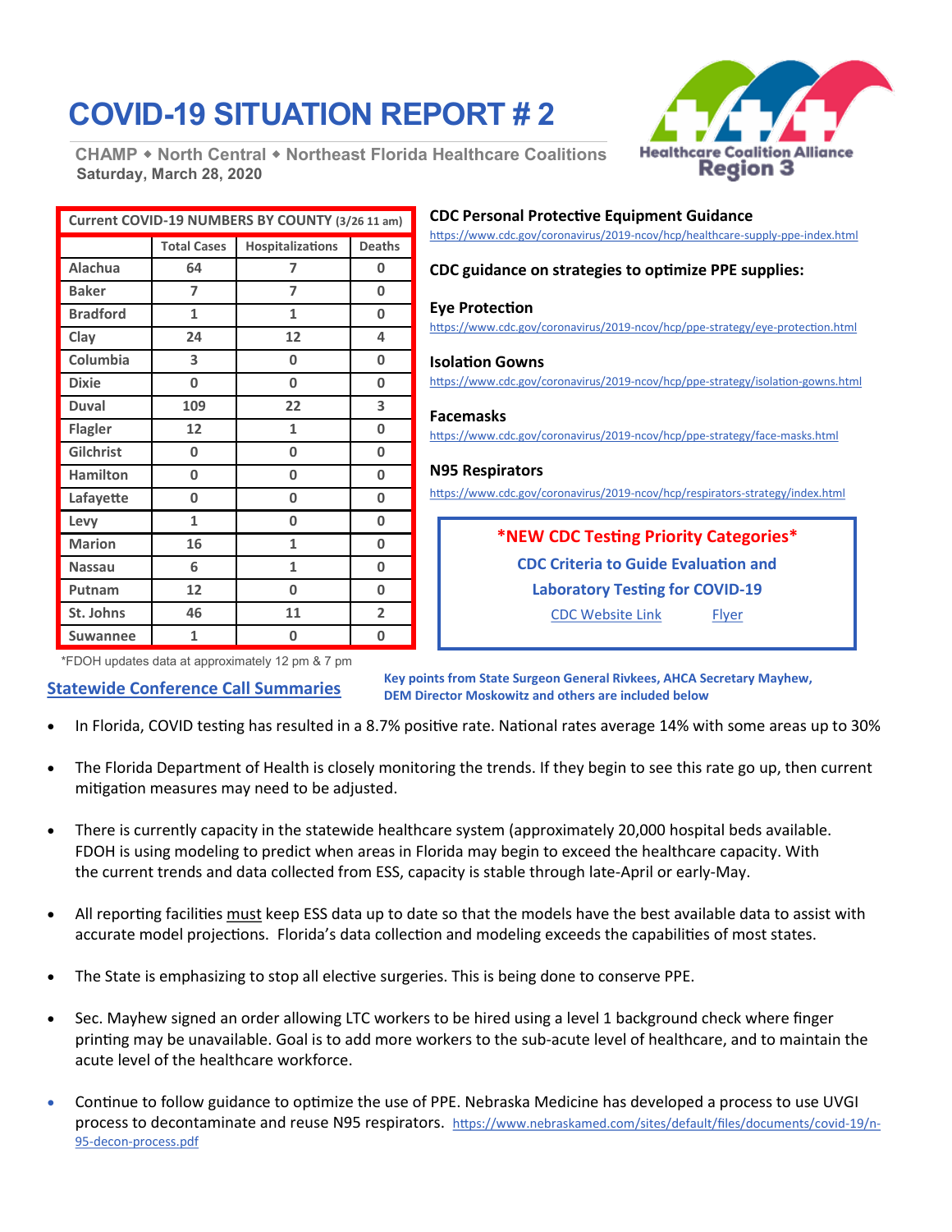# COVID-19 SITUATION REPORT # 2

CHAMP ◆ North Central ◆ Northeast Florida Healthcare Coalitions
**Saturday, March 28, 2020**

Healthcare Coalition Alliance
Region 3

**Current COVID-19 NUMBERS BY COUNTY (3/26 11 am)**

| | Total Cases | Hospitalizations | Deaths |
|---|---|---|---|
| Alachua | 64 | 7 | 0 |
| Baker | 7 | 7 | 0 |
| Bradford | 1 | 1 | 0 |
| Clay | 24 | 12 | 4 |
| Columbia | 3 | 0 | 0 |
| Dixie | 0 | 0 | 0 |
| Duval | 109 | 22 | 3 |
| Flagler | 12 | 1 | 0 |
| Gilchrist | 0 | 0 | 0 |
| Hamilton | 0 | 0 | 0 |
| Lafayette | 0 | 0 | 0 |
| Levy | 1 | 0 | 0 |
| Marion | 16 | 1 | 0 |
| Nassau | 6 | 1 | 0 |
| Putnam | 12 | 0 | 0 |
| St. Johns | 46 | 11 | 2 |
| Suwannee | 1 | 0 | 0 |

*FDOH updates data at approximately 12 pm & 7 pm

**CDC Personal Protective Equipment Guidance**
https://www.cdc.gov/coronavirus/2019-ncov/hcp/healthcare-supply-ppe-index.html

**CDC guidance on strategies to optimize PPE supplies:**

**Eye Protection**
https://www.cdc.gov/coronavirus/2019-ncov/hcp/ppe-strategy/eye-protection.html

**Isolation Gowns**
https://www.cdc.gov/coronavirus/2019-ncov/hcp/ppe-strategy/isolation-gowns.html

**Facemasks**
https://www.cdc.gov/coronavirus/2019-ncov/hcp/ppe-strategy/face-masks.html

**N95 Respirators**
https://www.cdc.gov/coronavirus/2019-ncov/hcp/respirators-strategy/index.html

**\*NEW CDC Testing Priority Categories\***
**CDC Criteria to Guide Evaluation and Laboratory Testing for COVID-19**
CDC Website Link      Flyer

## Statewide Conference Call Summaries

**Key points from State Surgeon General Rivkees, AHCA Secretary Mayhew, DEM Director Moskowitz and others are included below**

- In Florida, COVID testing has resulted in a 8.7% positive rate. National rates average 14% with some areas up to 30%
- The Florida Department of Health is closely monitoring the trends. If they begin to see this rate go up, then current mitigation measures may need to be adjusted.
- There is currently capacity in the statewide healthcare system (approximately 20,000 hospital beds available. FDOH is using modeling to predict when areas in Florida may begin to exceed the healthcare capacity. With the current trends and data collected from ESS, capacity is stable through late-April or early-May.
- All reporting facilities must keep ESS data up to date so that the models have the best available data to assist with accurate model projections. Florida's data collection and modeling exceeds the capabilities of most states.
- The State is emphasizing to stop all elective surgeries. This is being done to conserve PPE.
- Sec. Mayhew signed an order allowing LTC workers to be hired using a level 1 background check where finger printing may be unavailable. Goal is to add more workers to the sub-acute level of healthcare, and to maintain the acute level of the healthcare workforce.
- Continue to follow guidance to optimize the use of PPE. Nebraska Medicine has developed a process to use UVGI process to decontaminate and reuse N95 respirators. https://www.nebraskamed.com/sites/default/files/documents/covid-19/n-95-decon-process.pdf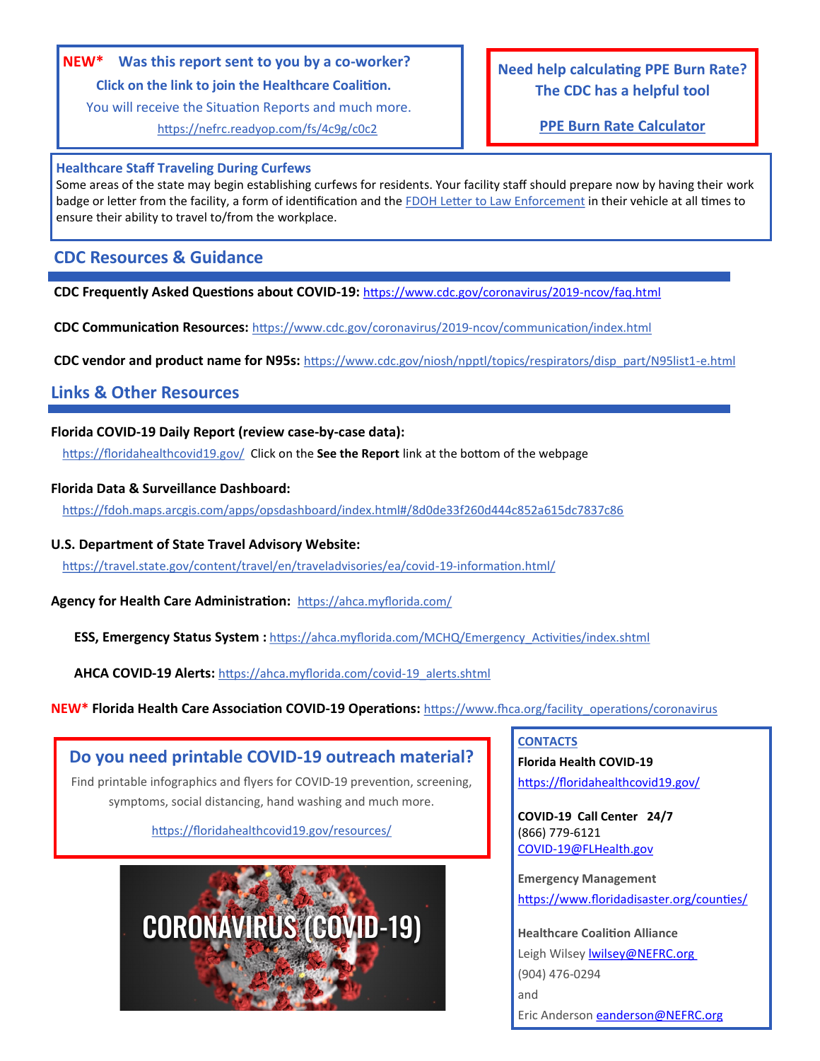**NEW*** **Was this report sent to you by a co-worker?**

**Click on the link to join the Healthcare Coalition.**

You will receive the Situation Reports and much more.

https://nefrc.readyop.com/fs/4c9g/c0c2

**Need help calculating PPE Burn Rate?**
**The CDC has a helpful tool**

**PPE Burn Rate Calculator**

**Healthcare Staff Traveling During Curfews**

Some areas of the state may begin establishing curfews for residents. Your facility staff should prepare now by having their work badge or letter from the facility, a form of identification and the FDOH Letter to Law Enforcement in their vehicle at all times to ensure their ability to travel to/from the workplace.

## CDC Resources & Guidance

**CDC Frequently Asked Questions about COVID-19:** https://www.cdc.gov/coronavirus/2019-ncov/faq.html

**CDC Communication Resources:** https://www.cdc.gov/coronavirus/2019-ncov/communication/index.html

**CDC vendor and product name for N95s:** https://www.cdc.gov/niosh/npptl/topics/respirators/disp_part/N95list1-e.html

## Links & Other Resources

**Florida COVID-19 Daily Report (review case-by-case data):**

https://floridahealthcovid19.gov/ Click on the **See the Report** link at the bottom of the webpage

**Florida Data & Surveillance Dashboard:**

https://fdoh.maps.arcgis.com/apps/opsdashboard/index.html#/8d0de33f260d444c852a615dc7837c86

**U.S. Department of State Travel Advisory Website:**

https://travel.state.gov/content/travel/en/traveladvisories/ea/covid-19-information.html/

**Agency for Health Care Administration:** https://ahca.myflorida.com/

**ESS, Emergency Status System :** https://ahca.myflorida.com/MCHQ/Emergency_Activities/index.shtml

**AHCA COVID-19 Alerts:** https://ahca.myflorida.com/covid-19_alerts.shtml

**NEW*** **Florida Health Care Association COVID-19 Operations:** https://www.fhca.org/facility_operations/coronavirus

### Do you need printable COVID-19 outreach material?

Find printable infographics and flyers for COVID-19 prevention, screening, symptoms, social distancing, hand washing and much more.

https://floridahealthcovid19.gov/resources/

CORONAVIRUS (COVID-19)

**CONTACTS**

**Florida Health COVID-19**
https://floridahealthcovid19.gov/

**COVID-19 Call Center 24/7**
(866) 779-6121
COVID-19@FLHealth.gov

**Emergency Management**
https://www.floridadisaster.org/counties/

**Healthcare Coalition Alliance**
Leigh Wilsey lwilsey@NEFRC.org
(904) 476-0294
and
Eric Anderson eanderson@NEFRC.org